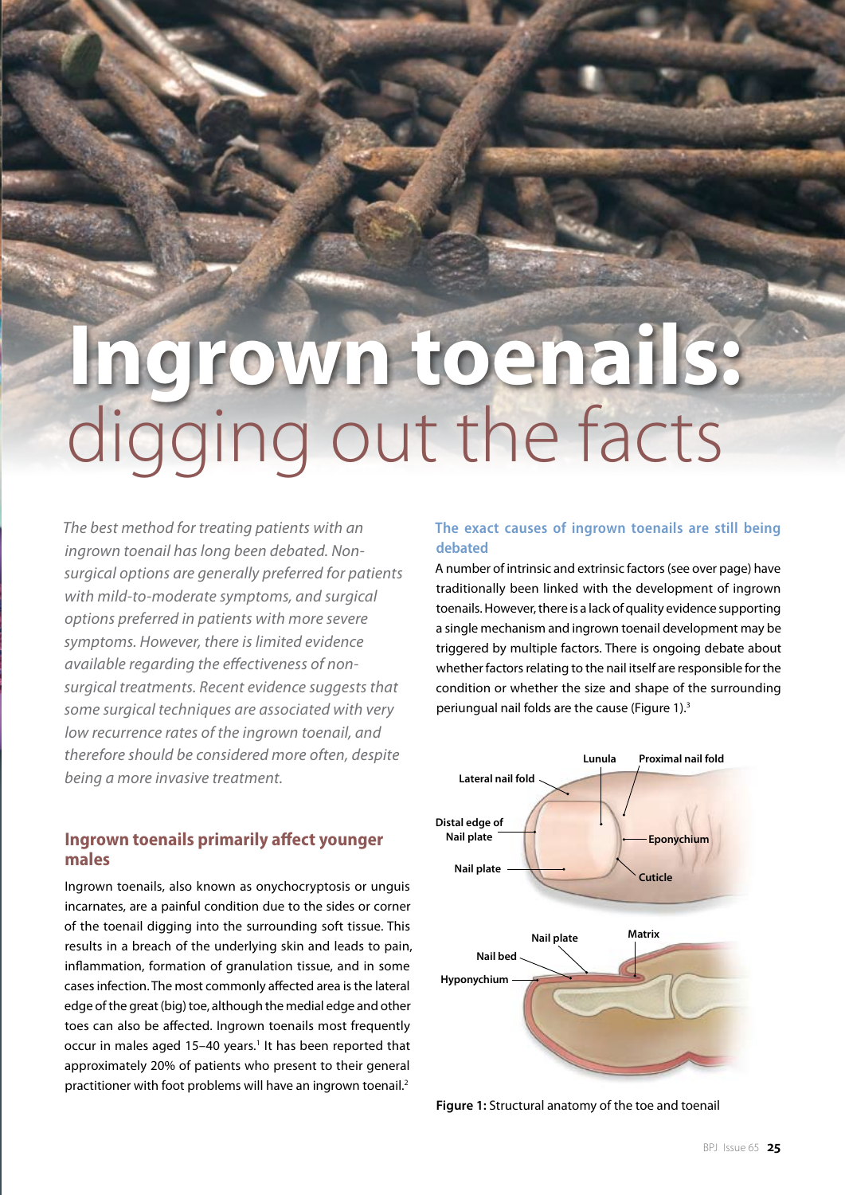# Ingrown toenails: digging out the facts

*The best method for treating patients with an ingrown toenail has long been debated. Non-surgical options are generally preferred for patients with mild-to-moderate symptoms, and surgical options preferred in patients with more severe symptoms. However, there is limited evidence available regarding the effectiveness of non-surgical treatments. Recent evidence suggests that some surgical techniques are associated with very low recurrence rates of the ingrown toenail, and therefore should be considered more often, despite being a more invasive treatment.*

## Ingrown toenails primarily affect younger males

Ingrown toenails, also known as onychocryptosis or unguis incarnates, are a painful condition due to the sides or corner of the toenail digging into the surrounding soft tissue. This results in a breach of the underlying skin and leads to pain, inflammation, formation of granulation tissue, and in some cases infection. The most commonly affected area is the lateral edge of the great (big) toe, although the medial edge and other toes can also be affected. Ingrown toenails most frequently occur in males aged 15–40 years.[1] It has been reported that approximately 20% of patients who present to their general practitioner with foot problems will have an ingrown toenail.[2]

## The exact causes of ingrown toenails are still being debated

A number of intrinsic and extrinsic factors (see over page) have traditionally been linked with the development of ingrown toenails. However, there is a lack of quality evidence supporting a single mechanism and ingrown toenail development may be triggered by multiple factors. There is ongoing debate about whether factors relating to the nail itself are responsible for the condition or whether the size and shape of the surrounding periungual nail folds are the cause (Figure 1).[3]

Lateral nail fold; Lunula; Proximal nail fold; Distal edge of Nail plate; Eponychium; Nail plate; Cuticle

Nail plate; Matrix; Nail bed; Hyponychium

**Figure 1:** Structural anatomy of the toe and toenail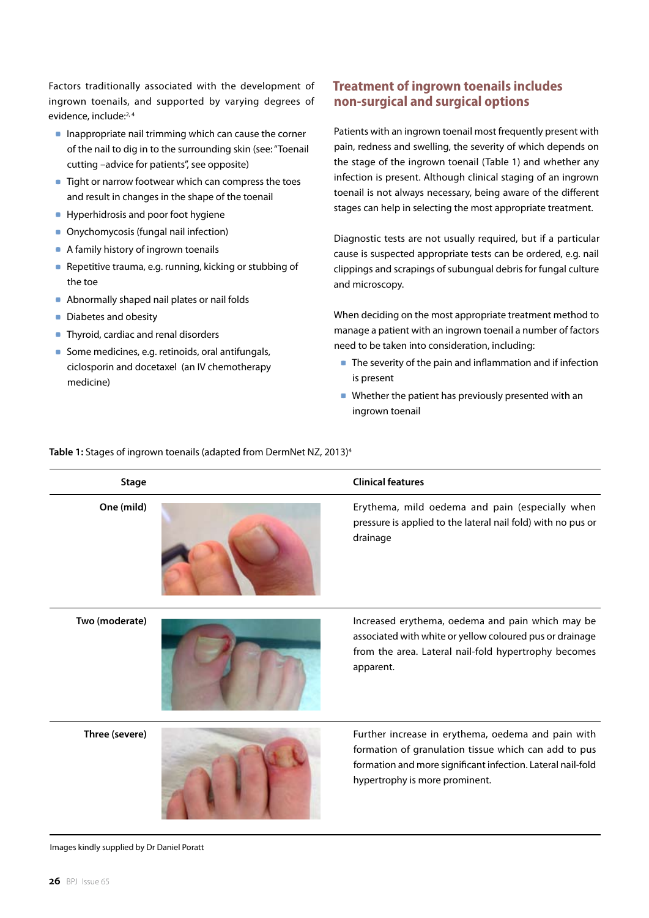Factors traditionally associated with the development of ingrown toenails, and supported by varying degrees of evidence, include:[2,4]

- Inappropriate nail trimming which can cause the corner of the nail to dig in to the surrounding skin (see: "Toenail cutting –advice for patients", see opposite)
- Tight or narrow footwear which can compress the toes and result in changes in the shape of the toenail
- Hyperhidrosis and poor foot hygiene
- Onychomycosis (fungal nail infection)
- A family history of ingrown toenails
- Repetitive trauma, e.g. running, kicking or stubbing of the toe
- Abnormally shaped nail plates or nail folds
- Diabetes and obesity
- Thyroid, cardiac and renal disorders
- Some medicines, e.g. retinoids, oral antifungals, ciclosporin and docetaxel (an IV chemotherapy medicine)

## Treatment of ingrown toenails includes non-surgical and surgical options

Patients with an ingrown toenail most frequently present with pain, redness and swelling, the severity of which depends on the stage of the ingrown toenail (Table 1) and whether any infection is present. Although clinical staging of an ingrown toenail is not always necessary, being aware of the different stages can help in selecting the most appropriate treatment.

Diagnostic tests are not usually required, but if a particular cause is suspected appropriate tests can be ordered, e.g. nail clippings and scrapings of subungual debris for fungal culture and microscopy.

When deciding on the most appropriate treatment method to manage a patient with an ingrown toenail a number of factors need to be taken into consideration, including:

- The severity of the pain and inflammation and if infection is present
- Whether the patient has previously presented with an ingrown toenail

**Table 1:** Stages of ingrown toenails (adapted from DermNet NZ, 2013)[4]

| Stage | Clinical features |
|---|---|
| **One (mild)** | Erythema, mild oedema and pain (especially when pressure is applied to the lateral nail fold) with no pus or drainage |
| **Two (moderate)** | Increased erythema, oedema and pain which may be associated with white or yellow coloured pus or drainage from the area. Lateral nail-fold hypertrophy becomes apparent. |
| **Three (severe)** | Further increase in erythema, oedema and pain with formation of granulation tissue which can add to pus formation and more significant infection. Lateral nail-fold hypertrophy is more prominent. |

Images kindly supplied by Dr Daniel Poratt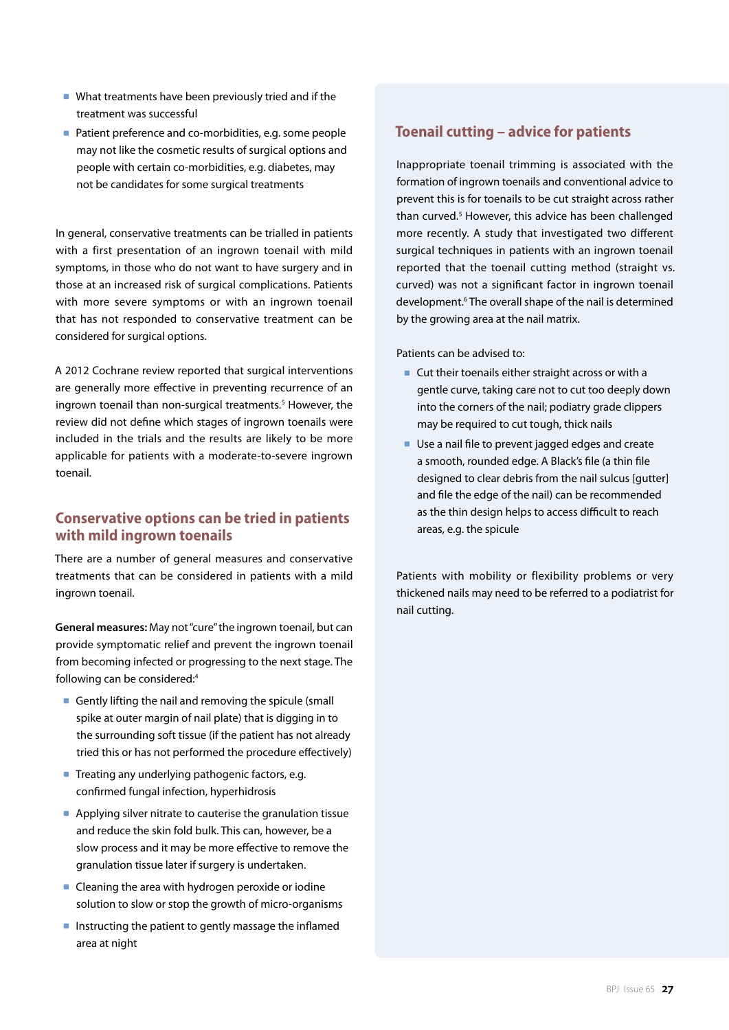- What treatments have been previously tried and if the treatment was successful
- Patient preference and co-morbidities, e.g. some people may not like the cosmetic results of surgical options and people with certain co-morbidities, e.g. diabetes, may not be candidates for some surgical treatments

In general, conservative treatments can be trialled in patients with a first presentation of an ingrown toenail with mild symptoms, in those who do not want to have surgery and in those at an increased risk of surgical complications. Patients with more severe symptoms or with an ingrown toenail that has not responded to conservative treatment can be considered for surgical options.

A 2012 Cochrane review reported that surgical interventions are generally more effective in preventing recurrence of an ingrown toenail than non-surgical treatments.[5] However, the review did not define which stages of ingrown toenails were included in the trials and the results are likely to be more applicable for patients with a moderate-to-severe ingrown toenail.

## Conservative options can be tried in patients with mild ingrown toenails

There are a number of general measures and conservative treatments that can be considered in patients with a mild ingrown toenail.

**General measures:** May not "cure" the ingrown toenail, but can provide symptomatic relief and prevent the ingrown toenail from becoming infected or progressing to the next stage. The following can be considered:[4]

- Gently lifting the nail and removing the spicule (small spike at outer margin of nail plate) that is digging in to the surrounding soft tissue (if the patient has not already tried this or has not performed the procedure effectively)
- Treating any underlying pathogenic factors, e.g. confirmed fungal infection, hyperhidrosis
- Applying silver nitrate to cauterise the granulation tissue and reduce the skin fold bulk. This can, however, be a slow process and it may be more effective to remove the granulation tissue later if surgery is undertaken.
- Cleaning the area with hydrogen peroxide or iodine solution to slow or stop the growth of micro-organisms
- Instructing the patient to gently massage the inflamed area at night

## Toenail cutting – advice for patients

Inappropriate toenail trimming is associated with the formation of ingrown toenails and conventional advice to prevent this is for toenails to be cut straight across rather than curved.[5] However, this advice has been challenged more recently. A study that investigated two different surgical techniques in patients with an ingrown toenail reported that the toenail cutting method (straight vs. curved) was not a significant factor in ingrown toenail development.[6] The overall shape of the nail is determined by the growing area at the nail matrix.

Patients can be advised to:

- Cut their toenails either straight across or with a gentle curve, taking care not to cut too deeply down into the corners of the nail; podiatry grade clippers may be required to cut tough, thick nails
- Use a nail file to prevent jagged edges and create a smooth, rounded edge. A Black's file (a thin file designed to clear debris from the nail sulcus [gutter] and file the edge of the nail) can be recommended as the thin design helps to access difficult to reach areas, e.g. the spicule

Patients with mobility or flexibility problems or very thickened nails may need to be referred to a podiatrist for nail cutting.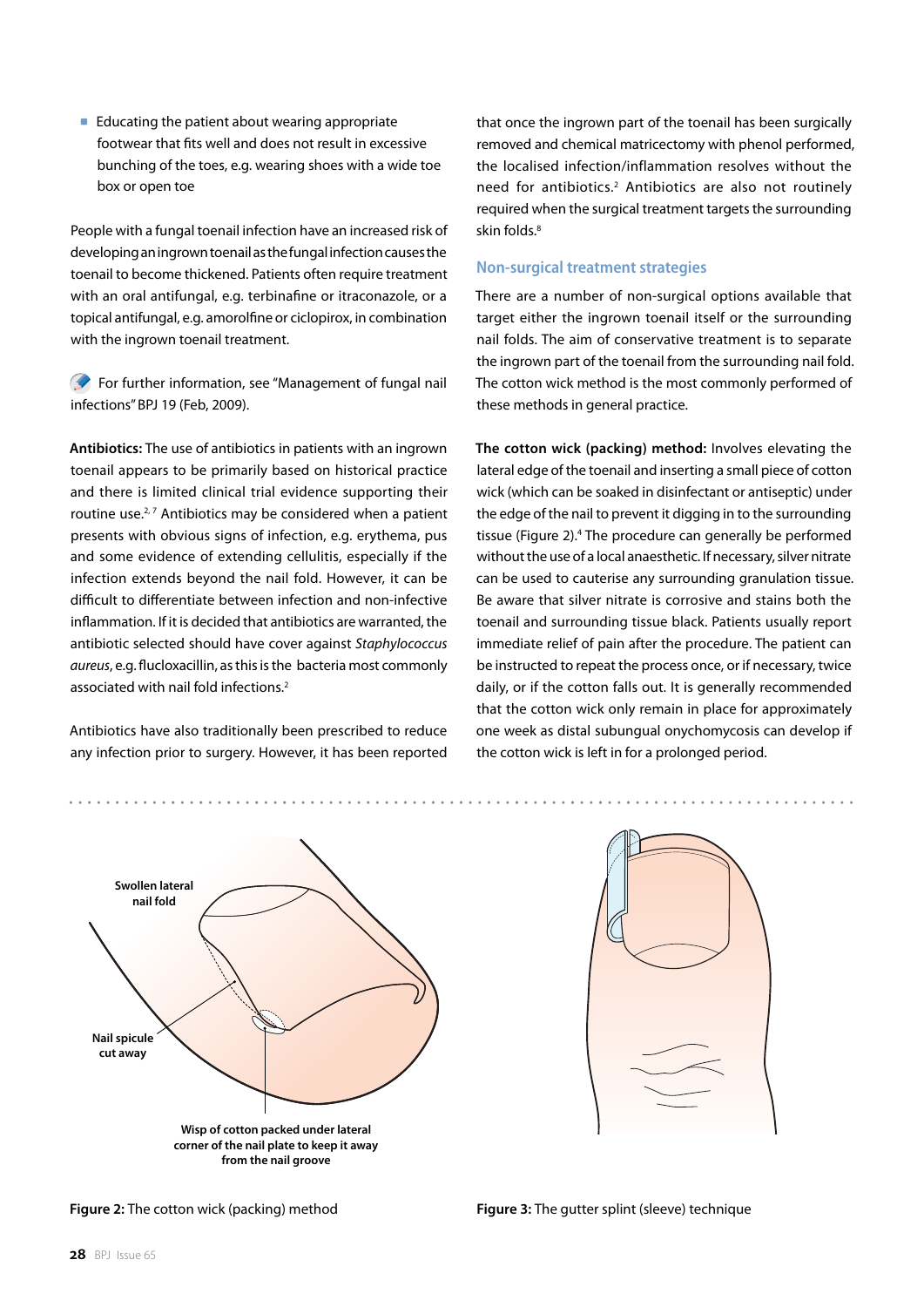- Educating the patient about wearing appropriate footwear that fits well and does not result in excessive bunching of the toes, e.g. wearing shoes with a wide toe box or open toe

People with a fungal toenail infection have an increased risk of developing an ingrown toenail as the fungal infection causes the toenail to become thickened. Patients often require treatment with an oral antifungal, e.g. terbinafine or itraconazole, or a topical antifungal, e.g. amorolfine or ciclopirox, in combination with the ingrown toenail treatment.

For further information, see "Management of fungal nail infections" BPJ 19 (Feb, 2009).

**Antibiotics:** The use of antibiotics in patients with an ingrown toenail appears to be primarily based on historical practice and there is limited clinical trial evidence supporting their routine use.[2, 7] Antibiotics may be considered when a patient presents with obvious signs of infection, e.g. erythema, pus and some evidence of extending cellulitis, especially if the infection extends beyond the nail fold. However, it can be difficult to differentiate between infection and non-infective inflammation. If it is decided that antibiotics are warranted, the antibiotic selected should have cover against *Staphylococcus aureus*, e.g. flucloxacillin, as this is the bacteria most commonly associated with nail fold infections.[2]

Antibiotics have also traditionally been prescribed to reduce any infection prior to surgery. However, it has been reported that once the ingrown part of the toenail has been surgically removed and chemical matricectomy with phenol performed, the localised infection/inflammation resolves without the need for antibiotics.[2] Antibiotics are also not routinely required when the surgical treatment targets the surrounding skin folds.[8]

## Non-surgical treatment strategies

There are a number of non-surgical options available that target either the ingrown toenail itself or the surrounding nail folds. The aim of conservative treatment is to separate the ingrown part of the toenail from the surrounding nail fold. The cotton wick method is the most commonly performed of these methods in general practice.

**The cotton wick (packing) method:** Involves elevating the lateral edge of the toenail and inserting a small piece of cotton wick (which can be soaked in disinfectant or antiseptic) under the edge of the nail to prevent it digging in to the surrounding tissue (Figure 2).[4] The procedure can generally be performed without the use of a local anaesthetic. If necessary, silver nitrate can be used to cauterise any surrounding granulation tissue. Be aware that silver nitrate is corrosive and stains both the toenail and surrounding tissue black. Patients usually report immediate relief of pain after the procedure. The patient can be instructed to repeat the process once, or if necessary, twice daily, or if the cotton falls out. It is generally recommended that the cotton wick only remain in place for approximately one week as distal subungual onychomycosis can develop if the cotton wick is left in for a prolonged period.

Swollen lateral nail fold

Nail spicule cut away

Wisp of cotton packed under lateral corner of the nail plate to keep it away from the nail groove

**Figure 2:** The cotton wick (packing) method

**Figure 3:** The gutter splint (sleeve) technique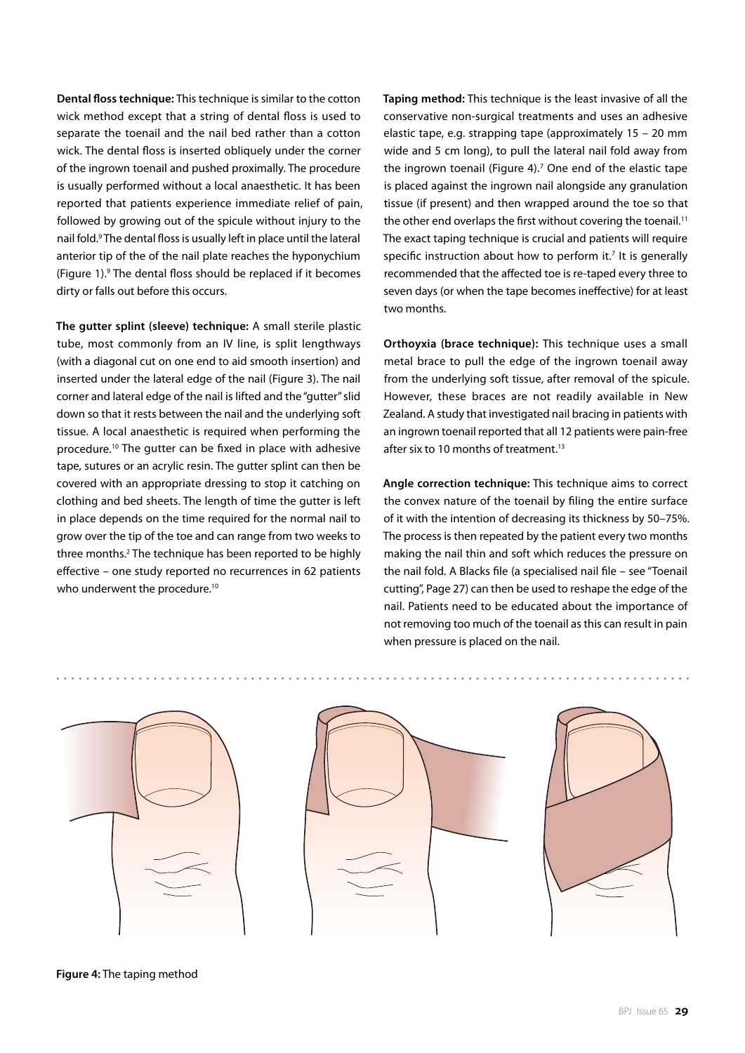**Dental floss technique:** This technique is similar to the cotton wick method except that a string of dental floss is used to separate the toenail and the nail bed rather than a cotton wick. The dental floss is inserted obliquely under the corner of the ingrown toenail and pushed proximally. The procedure is usually performed without a local anaesthetic. It has been reported that patients experience immediate relief of pain, followed by growing out of the spicule without injury to the nail fold.[9] The dental floss is usually left in place until the lateral anterior tip of the of the nail plate reaches the hyponychium (Figure 1).[9] The dental floss should be replaced if it becomes dirty or falls out before this occurs.

**The gutter splint (sleeve) technique:** A small sterile plastic tube, most commonly from an IV line, is split lengthways (with a diagonal cut on one end to aid smooth insertion) and inserted under the lateral edge of the nail (Figure 3). The nail corner and lateral edge of the nail is lifted and the "gutter" slid down so that it rests between the nail and the underlying soft tissue. A local anaesthetic is required when performing the procedure.[10] The gutter can be fixed in place with adhesive tape, sutures or an acrylic resin. The gutter splint can then be covered with an appropriate dressing to stop it catching on clothing and bed sheets. The length of time the gutter is left in place depends on the time required for the normal nail to grow over the tip of the toe and can range from two weeks to three months.[2] The technique has been reported to be highly effective – one study reported no recurrences in 62 patients who underwent the procedure.[10]

**Taping method:** This technique is the least invasive of all the conservative non-surgical treatments and uses an adhesive elastic tape, e.g. strapping tape (approximately 15 – 20 mm wide and 5 cm long), to pull the lateral nail fold away from the ingrown toenail (Figure 4).[7] One end of the elastic tape is placed against the ingrown nail alongside any granulation tissue (if present) and then wrapped around the toe so that the other end overlaps the first without covering the toenail.[11] The exact taping technique is crucial and patients will require specific instruction about how to perform it.[7] It is generally recommended that the affected toe is re-taped every three to seven days (or when the tape becomes ineffective) for at least two months.

**Orthoyxia (brace technique):** This technique uses a small metal brace to pull the edge of the ingrown toenail away from the underlying soft tissue, after removal of the spicule. However, these braces are not readily available in New Zealand. A study that investigated nail bracing in patients with an ingrown toenail reported that all 12 patients were pain-free after six to 10 months of treatment.[13]

**Angle correction technique:** This technique aims to correct the convex nature of the toenail by filing the entire surface of it with the intention of decreasing its thickness by 50–75%. The process is then repeated by the patient every two months making the nail thin and soft which reduces the pressure on the nail fold. A Blacks file (a specialised nail file – see "Toenail cutting", Page 27) can then be used to reshape the edge of the nail. Patients need to be educated about the importance of not removing too much of the toenail as this can result in pain when pressure is placed on the nail.

**Figure 4:** The taping method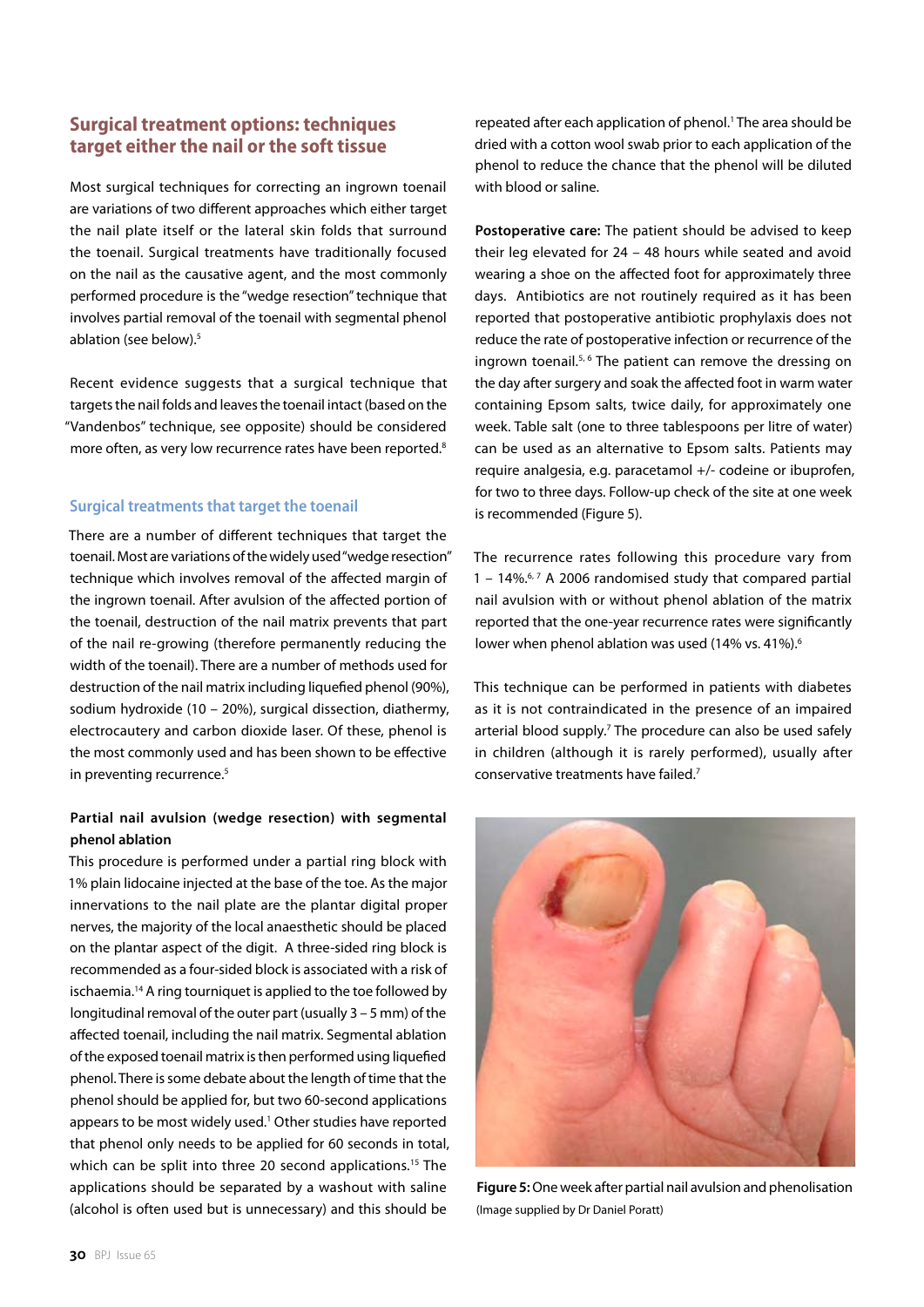## Surgical treatment options: techniques target either the nail or the soft tissue

Most surgical techniques for correcting an ingrown toenail are variations of two different approaches which either target the nail plate itself or the lateral skin folds that surround the toenail. Surgical treatments have traditionally focused on the nail as the causative agent, and the most commonly performed procedure is the "wedge resection" technique that involves partial removal of the toenail with segmental phenol ablation (see below).[5]

Recent evidence suggests that a surgical technique that targets the nail folds and leaves the toenail intact (based on the "Vandenbos" technique, see opposite) should be considered more often, as very low recurrence rates have been reported.[8]

### Surgical treatments that target the toenail

There are a number of different techniques that target the toenail. Most are variations of the widely used "wedge resection" technique which involves removal of the affected margin of the ingrown toenail. After avulsion of the affected portion of the toenail, destruction of the nail matrix prevents that part of the nail re-growing (therefore permanently reducing the width of the toenail). There are a number of methods used for destruction of the nail matrix including liquefied phenol (90%), sodium hydroxide (10 – 20%), surgical dissection, diathermy, electrocautery and carbon dioxide laser. Of these, phenol is the most commonly used and has been shown to be effective in preventing recurrence.[5]

**Partial nail avulsion (wedge resection) with segmental phenol ablation**

This procedure is performed under a partial ring block with 1% plain lidocaine injected at the base of the toe. As the major innervations to the nail plate are the plantar digital proper nerves, the majority of the local anaesthetic should be placed on the plantar aspect of the digit. A three-sided ring block is recommended as a four-sided block is associated with a risk of ischaemia.[14] A ring tourniquet is applied to the toe followed by longitudinal removal of the outer part (usually 3 – 5 mm) of the affected toenail, including the nail matrix. Segmental ablation of the exposed toenail matrix is then performed using liquefied phenol. There is some debate about the length of time that the phenol should be applied for, but two 60-second applications appears to be most widely used.[1] Other studies have reported that phenol only needs to be applied for 60 seconds in total, which can be split into three 20 second applications.[15] The applications should be separated by a washout with saline (alcohol is often used but is unnecessary) and this should be repeated after each application of phenol.[1] The area should be dried with a cotton wool swab prior to each application of the phenol to reduce the chance that the phenol will be diluted with blood or saline.

**Postoperative care:** The patient should be advised to keep their leg elevated for 24 – 48 hours while seated and avoid wearing a shoe on the affected foot for approximately three days. Antibiotics are not routinely required as it has been reported that postoperative antibiotic prophylaxis does not reduce the rate of postoperative infection or recurrence of the ingrown toenail.[5, 6] The patient can remove the dressing on the day after surgery and soak the affected foot in warm water containing Epsom salts, twice daily, for approximately one week. Table salt (one to three tablespoons per litre of water) can be used as an alternative to Epsom salts. Patients may require analgesia, e.g. paracetamol +/- codeine or ibuprofen, for two to three days. Follow-up check of the site at one week is recommended (Figure 5).

The recurrence rates following this procedure vary from 1 – 14%.[6, 7] A 2006 randomised study that compared partial nail avulsion with or without phenol ablation of the matrix reported that the one-year recurrence rates were significantly lower when phenol ablation was used (14% vs. 41%).[6]

This technique can be performed in patients with diabetes as it is not contraindicated in the presence of an impaired arterial blood supply.[7] The procedure can also be used safely in children (although it is rarely performed), usually after conservative treatments have failed.[7]

**Figure 5:** One week after partial nail avulsion and phenolisation (Image supplied by Dr Daniel Poratt)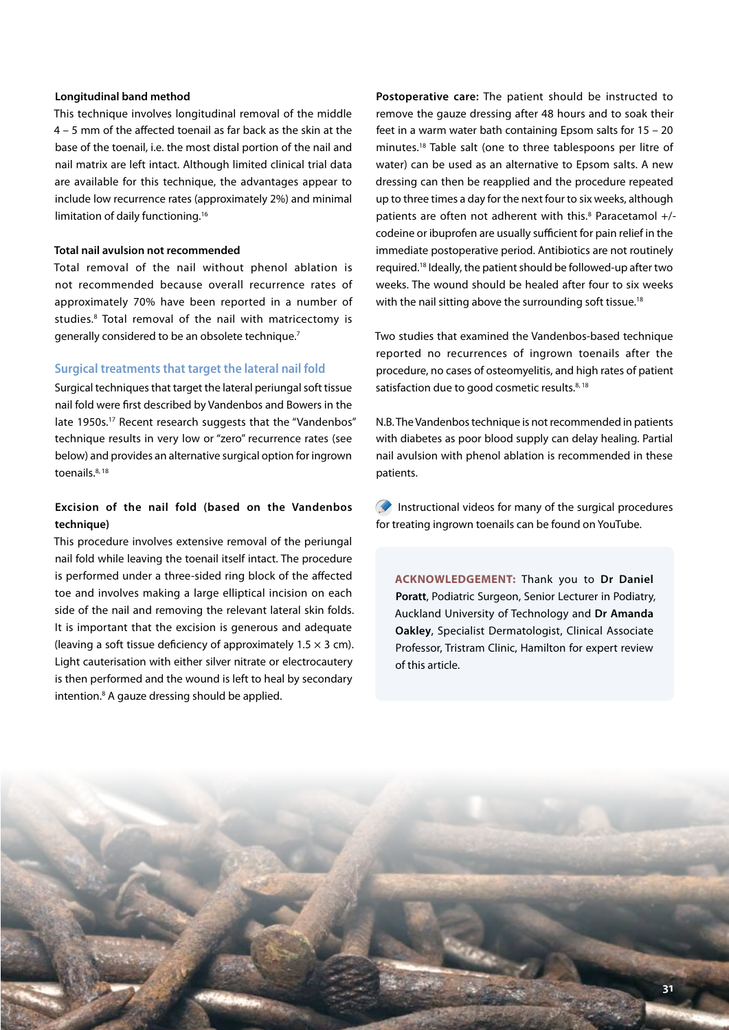**Longitudinal band method**

This technique involves longitudinal removal of the middle 4 – 5 mm of the affected toenail as far back as the skin at the base of the toenail, i.e. the most distal portion of the nail and nail matrix are left intact. Although limited clinical trial data are available for this technique, the advantages appear to include low recurrence rates (approximately 2%) and minimal limitation of daily functioning.[16]

**Total nail avulsion not recommended**

Total removal of the nail without phenol ablation is not recommended because overall recurrence rates of approximately 70% have been reported in a number of studies.[8] Total removal of the nail with matricectomy is generally considered to be an obsolete technique.[7]

### Surgical treatments that target the lateral nail fold

Surgical techniques that target the lateral periungal soft tissue nail fold were first described by Vandenbos and Bowers in the late 1950s.[17] Recent research suggests that the "Vandenbos" technique results in very low or "zero" recurrence rates (see below) and provides an alternative surgical option for ingrown toenails.[8, 18]

**Excision of the nail fold (based on the Vandenbos technique)**

This procedure involves extensive removal of the periungal nail fold while leaving the toenail itself intact. The procedure is performed under a three-sided ring block of the affected toe and involves making a large elliptical incision on each side of the nail and removing the relevant lateral skin folds. It is important that the excision is generous and adequate (leaving a soft tissue deficiency of approximately 1.5 × 3 cm). Light cauterisation with either silver nitrate or electrocautery is then performed and the wound is left to heal by secondary intention.[8] A gauze dressing should be applied.

**Postoperative care:** The patient should be instructed to remove the gauze dressing after 48 hours and to soak their feet in a warm water bath containing Epsom salts for 15 – 20 minutes.[18] Table salt (one to three tablespoons per litre of water) can be used as an alternative to Epsom salts. A new dressing can then be reapplied and the procedure repeated up to three times a day for the next four to six weeks, although patients are often not adherent with this.[8] Paracetamol +/- codeine or ibuprofen are usually sufficient for pain relief in the immediate postoperative period. Antibiotics are not routinely required.[18] Ideally, the patient should be followed-up after two weeks. The wound should be healed after four to six weeks with the nail sitting above the surrounding soft tissue.[18]

Two studies that examined the Vandenbos-based technique reported no recurrences of ingrown toenails after the procedure, no cases of osteomyelitis, and high rates of patient satisfaction due to good cosmetic results.[8, 18]

N.B. The Vandenbos technique is not recommended in patients with diabetes as poor blood supply can delay healing. Partial nail avulsion with phenol ablation is recommended in these patients.

Instructional videos for many of the surgical procedures for treating ingrown toenails can be found on YouTube.

**ACKNOWLEDGEMENT:** Thank you to **Dr Daniel Poratt**, Podiatric Surgeon, Senior Lecturer in Podiatry, Auckland University of Technology and **Dr Amanda Oakley**, Specialist Dermatologist, Clinical Associate Professor, Tristram Clinic, Hamilton for expert review of this article.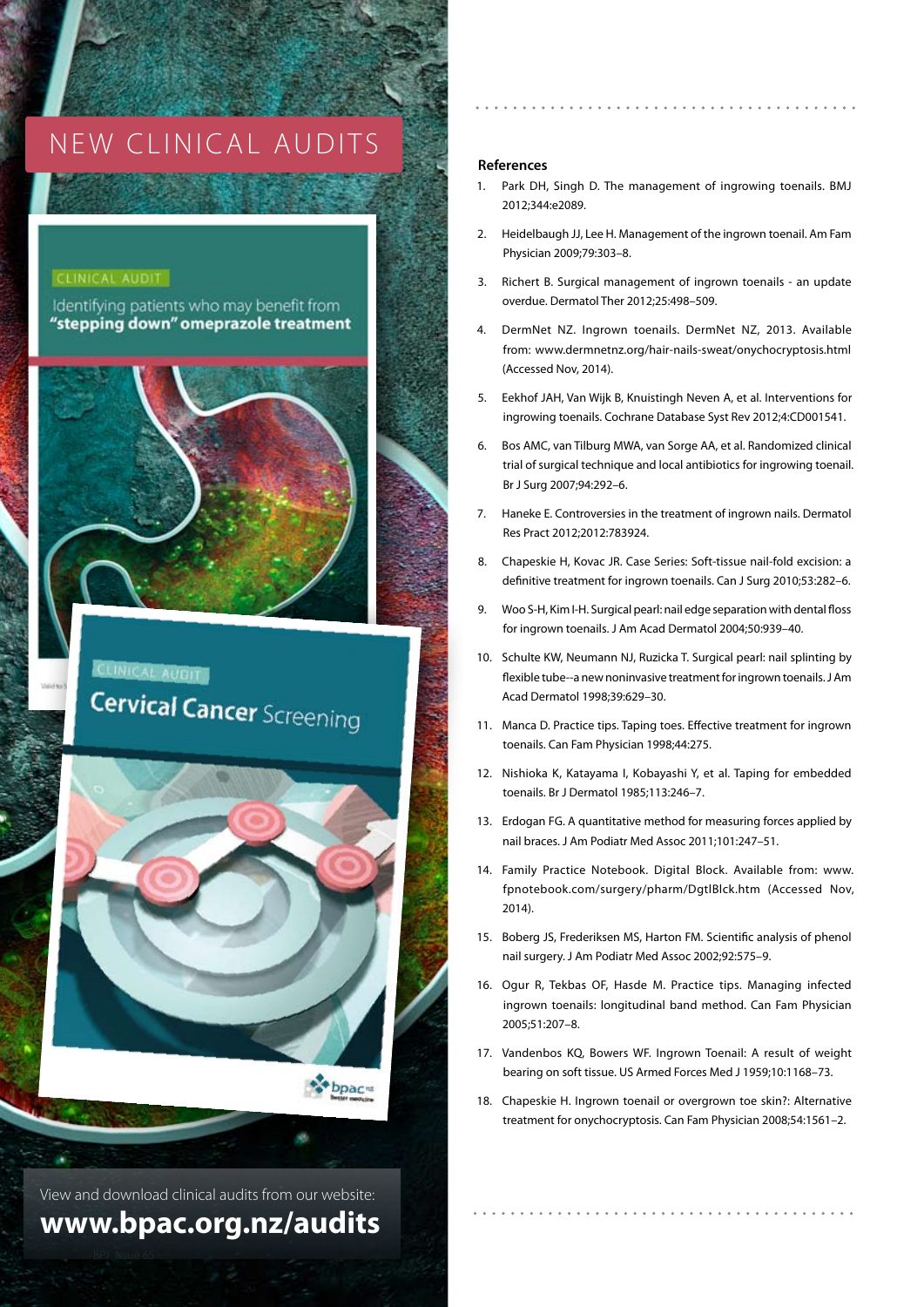# NEW CLINICAL AUDITS

CLINICAL AUDIT

Identifying patients who may benefit from **"stepping down" omeprazole treatment**

CLINICAL AUDIT

**Cervical Cancer** Screening

View and download clinical audits from our website:

**www.bpac.org.nz/audits**

### References

1. Park DH, Singh D. The management of ingrowing toenails. BMJ 2012;344:e2089.
2. Heidelbaugh JJ, Lee H. Management of the ingrown toenail. Am Fam Physician 2009;79:303–8.
3. Richert B. Surgical management of ingrown toenails - an update overdue. Dermatol Ther 2012;25:498–509.
4. DermNet NZ. Ingrown toenails. DermNet NZ, 2013. Available from: www.dermnetnz.org/hair-nails-sweat/onychocryptosis.html (Accessed Nov, 2014).
5. Eekhof JAH, Van Wijk B, Knuistingh Neven A, et al. Interventions for ingrowing toenails. Cochrane Database Syst Rev 2012;4:CD001541.
6. Bos AMC, van Tilburg MWA, van Sorge AA, et al. Randomized clinical trial of surgical technique and local antibiotics for ingrowing toenail. Br J Surg 2007;94:292–6.
7. Haneke E. Controversies in the treatment of ingrown nails. Dermatol Res Pract 2012;2012:783924.
8. Chapeskie H, Kovac JR. Case Series: Soft-tissue nail-fold excision: a definitive treatment for ingrown toenails. Can J Surg 2010;53:282–6.
9. Woo S-H, Kim I-H. Surgical pearl: nail edge separation with dental floss for ingrown toenails. J Am Acad Dermatol 2004;50:939–40.
10. Schulte KW, Neumann NJ, Ruzicka T. Surgical pearl: nail splinting by flexible tube--a new noninvasive treatment for ingrown toenails. J Am Acad Dermatol 1998;39:629–30.
11. Manca D. Practice tips. Taping toes. Effective treatment for ingrown toenails. Can Fam Physician 1998;44:275.
12. Nishioka K, Katayama I, Kobayashi Y, et al. Taping for embedded toenails. Br J Dermatol 1985;113:246–7.
13. Erdogan FG. A quantitative method for measuring forces applied by nail braces. J Am Podiatr Med Assoc 2011;101:247–51.
14. Family Practice Notebook. Digital Block. Available from: www.fpnotebook.com/surgery/pharm/DgtlBlck.htm (Accessed Nov, 2014).
15. Boberg JS, Frederiksen MS, Harton FM. Scientific analysis of phenol nail surgery. J Am Podiatr Med Assoc 2002;92:575–9.
16. Ogur R, Tekbas OF, Hasde M. Practice tips. Managing infected ingrown toenails: longitudinal band method. Can Fam Physician 2005;51:207–8.
17. Vandenbos KQ, Bowers WF. Ingrown Toenail: A result of weight bearing on soft tissue. US Armed Forces Med J 1959;10:1168–73.
18. Chapeskie H. Ingrown toenail or overgrown toe skin?: Alternative treatment for onychocryptosis. Can Fam Physician 2008;54:1561–2.